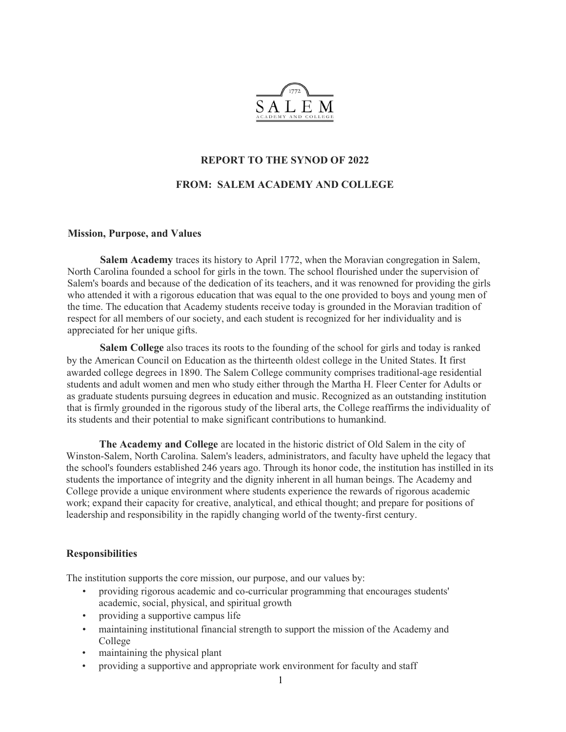SALEM

ACADEMY AND COLLEGE

# REPORT TO THE SYNOD OF 2022

## FROM: SALEM ACADEMY AND COLLEGE

### Mission, Purpose, and Values

**Salem Academy** traces its history to April 1772, when the Moravian congregation in Salem, North Carolina founded a school for girls in the town. The school flourished under the supervision of Salem's boards and because of the dedication of its teachers, and it was renowned for providing the girls who attended it with a rigorous education that was equal to the one provided to boys and young men of the time. The education that Academy students receive today is grounded in the Moravian tradition of respect for all members of our society, and each student is recognized for her individuality and is appreciated for her unique gifts.

**Salem College** also traces its roots to the founding of the school for girls and today is ranked by the American Council on Education as the thirteenth oldest college in the United States. It first awarded college degrees in 1890. The Salem College community comprises traditional-age residential students and adult women and men who study either through the Martha H. Fleer Center for Adults or as graduate students pursuing degrees in education and music. Recognized as an outstanding institution that is firmly grounded in the rigorous study of the liberal arts, the College reaffirms the individuality of its students and their potential to make significant contributions to humankind.

**The Academy and College** are located in the historic district of Old Salem in the city of Winston-Salem, North Carolina. Salem's leaders, administrators, and faculty have upheld the legacy that the school's founders established 246 years ago. Through its honor code, the institution has instilled in its students the importance of integrity and the dignity inherent in all human beings. The Academy and College provide a unique environment where students experience the rewards of rigorous academic work; expand their capacity for creative, analytical, and ethical thought; and prepare for positions of leadership and responsibility in the rapidly changing world of the twenty-first century.

### Responsibilities

The institution supports the core mission, our purpose, and our values by:

- providing rigorous academic and co-curricular programming that encourages students' academic, social, physical, and spiritual growth
- providing a supportive campus life
- maintaining institutional financial strength to support the mission of the Academy and College
- maintaining the physical plant
- providing a supportive and appropriate work environment for faculty and staff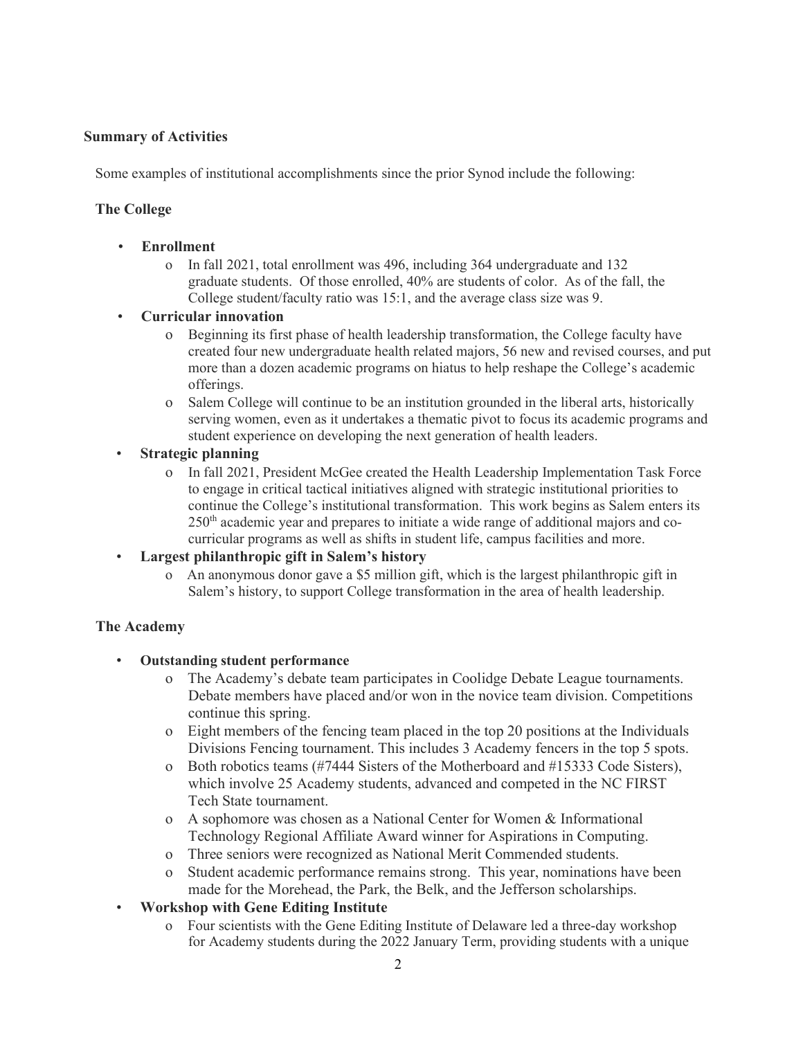## Summary of Activities

Some examples of institutional accomplishments since the prior Synod include the following:

### The College

- **Enrollment**
  - In fall 2021, total enrollment was 496, including 364 undergraduate and 132 graduate students. Of those enrolled, 40% are students of color. As of the fall, the College student/faculty ratio was 15:1, and the average class size was 9.
- **Curricular innovation**
  - Beginning its first phase of health leadership transformation, the College faculty have created four new undergraduate health related majors, 56 new and revised courses, and put more than a dozen academic programs on hiatus to help reshape the College's academic offerings.
  - Salem College will continue to be an institution grounded in the liberal arts, historically serving women, even as it undertakes a thematic pivot to focus its academic programs and student experience on developing the next generation of health leaders.
- **Strategic planning**
  - In fall 2021, President McGee created the Health Leadership Implementation Task Force to engage in critical tactical initiatives aligned with strategic institutional priorities to continue the College's institutional transformation. This work begins as Salem enters its 250th academic year and prepares to initiate a wide range of additional majors and co-curricular programs as well as shifts in student life, campus facilities and more.
- **Largest philanthropic gift in Salem's history**
  - An anonymous donor gave a $5 million gift, which is the largest philanthropic gift in Salem's history, to support College transformation in the area of health leadership.

### The Academy

- **Outstanding student performance**
  - The Academy's debate team participates in Coolidge Debate League tournaments. Debate members have placed and/or won in the novice team division. Competitions continue this spring.
  - Eight members of the fencing team placed in the top 20 positions at the Individuals Divisions Fencing tournament. This includes 3 Academy fencers in the top 5 spots.
  - Both robotics teams (#7444 Sisters of the Motherboard and #15333 Code Sisters), which involve 25 Academy students, advanced and competed in the NC FIRST Tech State tournament.
  - A sophomore was chosen as a National Center for Women & Informational Technology Regional Affiliate Award winner for Aspirations in Computing.
  - Three seniors were recognized as National Merit Commended students.
  - Student academic performance remains strong. This year, nominations have been made for the Morehead, the Park, the Belk, and the Jefferson scholarships.
- **Workshop with Gene Editing Institute**
  - Four scientists with the Gene Editing Institute of Delaware led a three-day workshop for Academy students during the 2022 January Term, providing students with a unique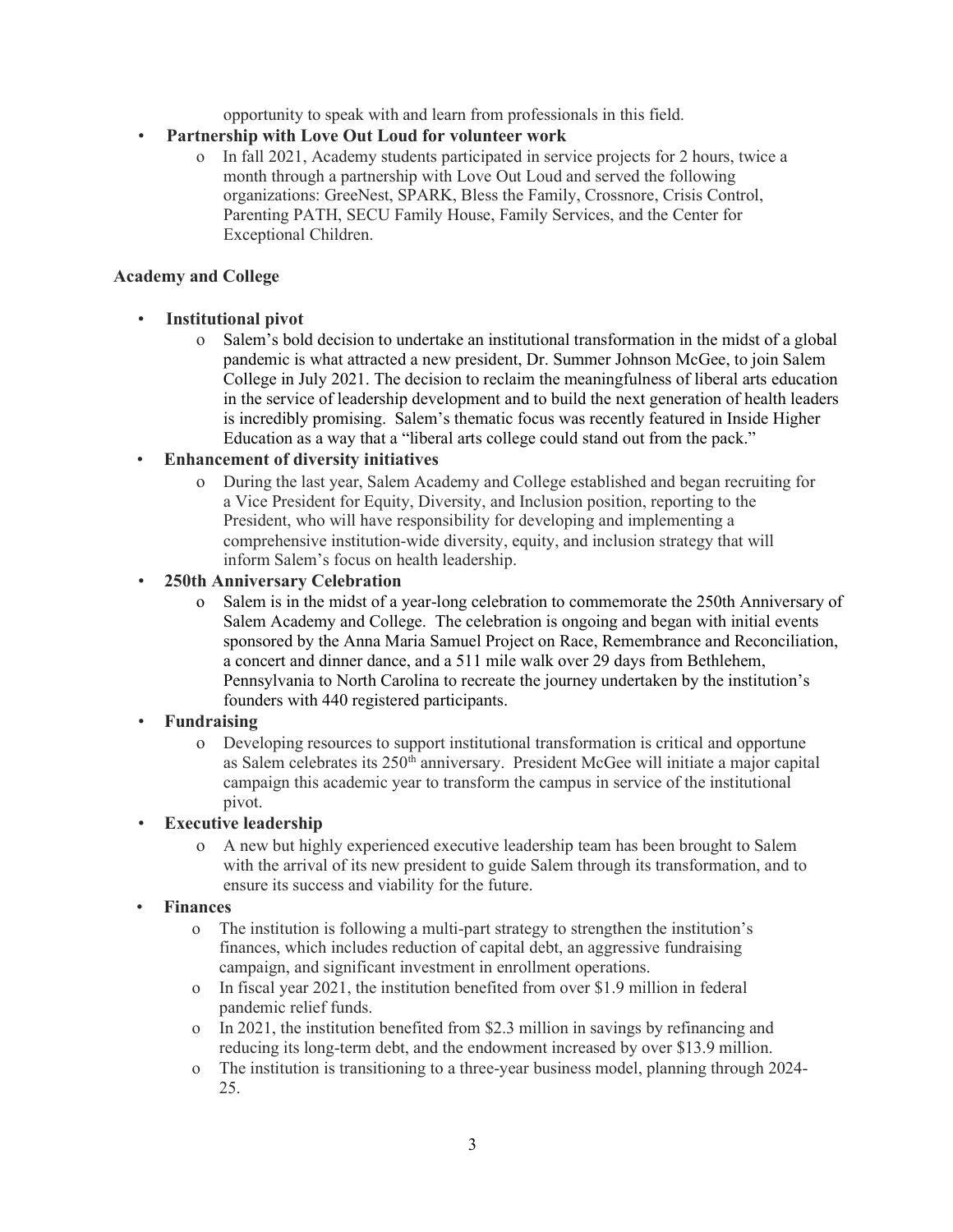opportunity to speak with and learn from professionals in this field.

- **Partnership with Love Out Loud for volunteer work**
  - In fall 2021, Academy students participated in service projects for 2 hours, twice a month through a partnership with Love Out Loud and served the following organizations: GreeNest, SPARK, Bless the Family, Crossnore, Crisis Control, Parenting PATH, SECU Family House, Family Services, and the Center for Exceptional Children.

**Academy and College**

- **Institutional pivot**
  - Salem's bold decision to undertake an institutional transformation in the midst of a global pandemic is what attracted a new president, Dr. Summer Johnson McGee, to join Salem College in July 2021. The decision to reclaim the meaningfulness of liberal arts education in the service of leadership development and to build the next generation of health leaders is incredibly promising. Salem's thematic focus was recently featured in Inside Higher Education as a way that a "liberal arts college could stand out from the pack."
- **Enhancement of diversity initiatives**
  - During the last year, Salem Academy and College established and began recruiting for a Vice President for Equity, Diversity, and Inclusion position, reporting to the President, who will have responsibility for developing and implementing a comprehensive institution-wide diversity, equity, and inclusion strategy that will inform Salem's focus on health leadership.
- **250th Anniversary Celebration**
  - Salem is in the midst of a year-long celebration to commemorate the 250th Anniversary of Salem Academy and College. The celebration is ongoing and began with initial events sponsored by the Anna Maria Samuel Project on Race, Remembrance and Reconciliation, a concert and dinner dance, and a 511 mile walk over 29 days from Bethlehem, Pennsylvania to North Carolina to recreate the journey undertaken by the institution's founders with 440 registered participants.
- **Fundraising**
  - Developing resources to support institutional transformation is critical and opportune as Salem celebrates its 250th anniversary. President McGee will initiate a major capital campaign this academic year to transform the campus in service of the institutional pivot.
- **Executive leadership**
  - A new but highly experienced executive leadership team has been brought to Salem with the arrival of its new president to guide Salem through its transformation, and to ensure its success and viability for the future.
- **Finances**
  - The institution is following a multi-part strategy to strengthen the institution's finances, which includes reduction of capital debt, an aggressive fundraising campaign, and significant investment in enrollment operations.
  - In fiscal year 2021, the institution benefited from over $1.9 million in federal pandemic relief funds.
  - In 2021, the institution benefited from $2.3 million in savings by refinancing and reducing its long-term debt, and the endowment increased by over $13.9 million.
  - The institution is transitioning to a three-year business model, planning through 2024-25.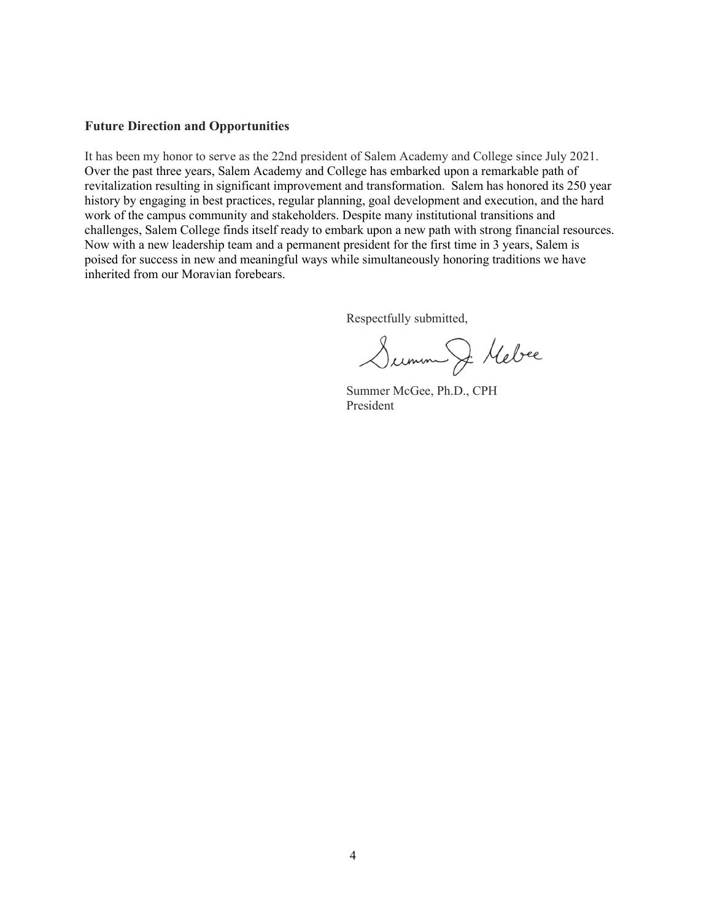### Future Direction and Opportunities

It has been my honor to serve as the 22nd president of Salem Academy and College since July 2021. Over the past three years, Salem Academy and College has embarked upon a remarkable path of revitalization resulting in significant improvement and transformation. Salem has honored its 250 year history by engaging in best practices, regular planning, goal development and execution, and the hard work of the campus community and stakeholders. Despite many institutional transitions and challenges, Salem College finds itself ready to embark upon a new path with strong financial resources. Now with a new leadership team and a permanent president for the first time in 3 years, Salem is poised for success in new and meaningful ways while simultaneously honoring traditions we have inherited from our Moravian forebears.

Respectfully submitted,

Summer McGee, Ph.D., CPH
President